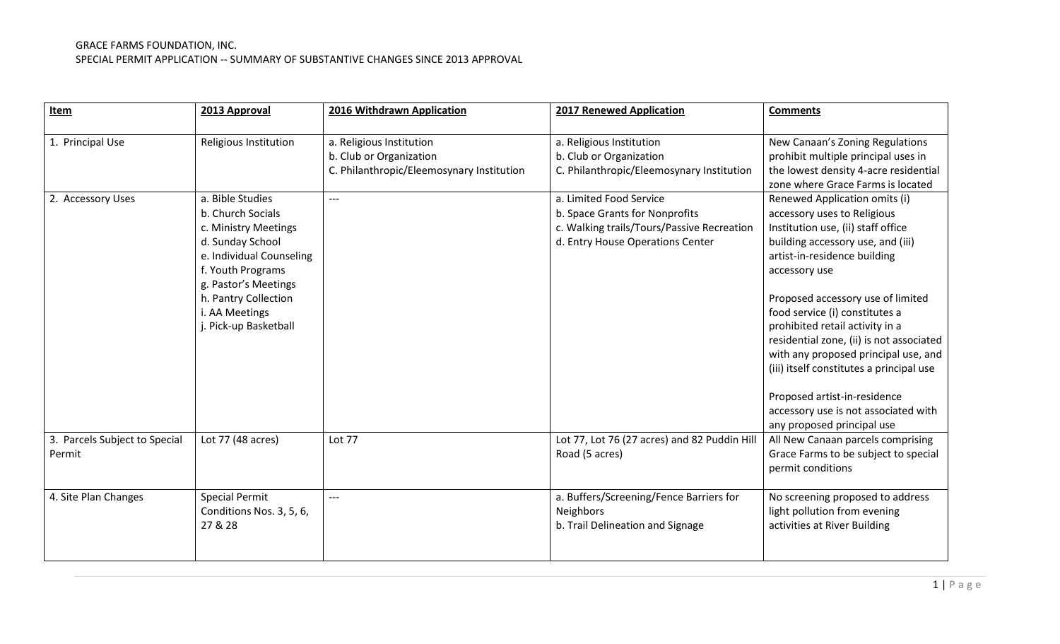GRACE FARMS FOUNDATION, INC.
SPECIAL PERMIT APPLICATION -- SUMMARY OF SUBSTANTIVE CHANGES SINCE 2013 APPROVAL

| Item | 2013 Approval | 2016 Withdrawn Application | 2017 Renewed Application | Comments |
|---|---|---|---|---|
| 1. Principal Use | Religious Institution | a. Religious Institution<br>b. Club or Organization<br>C. Philanthropic/Eleemosynary Institution | a. Religious Institution<br>b. Club or Organization<br>C. Philanthropic/Eleemosynary Institution | New Canaan's Zoning Regulations prohibit multiple principal uses in the lowest density 4-acre residential zone where Grace Farms is located |
| 2. Accessory Uses | a. Bible Studies<br>b. Church Socials<br>c. Ministry Meetings<br>d. Sunday School<br>e. Individual Counseling<br>f. Youth Programs<br>g. Pastor's Meetings<br>h. Pantry Collection<br>i. AA Meetings<br>j. Pick-up Basketball | --- | a. Limited Food Service<br>b. Space Grants for Nonprofits<br>c. Walking trails/Tours/Passive Recreation<br>d. Entry House Operations Center | Renewed Application omits (i) accessory uses to Religious Institution use, (ii) staff office building accessory use, and (iii) artist-in-residence building accessory use<br><br>Proposed accessory use of limited food service (i) constitutes a prohibited retail activity in a residential zone, (ii) is not associated with any proposed principal use, and (iii) itself constitutes a principal use<br><br>Proposed artist-in-residence accessory use is not associated with any proposed principal use |
| 3. Parcels Subject to Special Permit | Lot 77 (48 acres) | Lot 77 | Lot 77, Lot 76 (27 acres) and 82 Puddin Hill Road (5 acres) | All New Canaan parcels comprising Grace Farms to be subject to special permit conditions |
| 4. Site Plan Changes | Special Permit Conditions Nos. 3, 5, 6, 27 & 28 | --- | a. Buffers/Screening/Fence Barriers for Neighbors<br>b. Trail Delineation and Signage | No screening proposed to address light pollution from evening activities at River Building |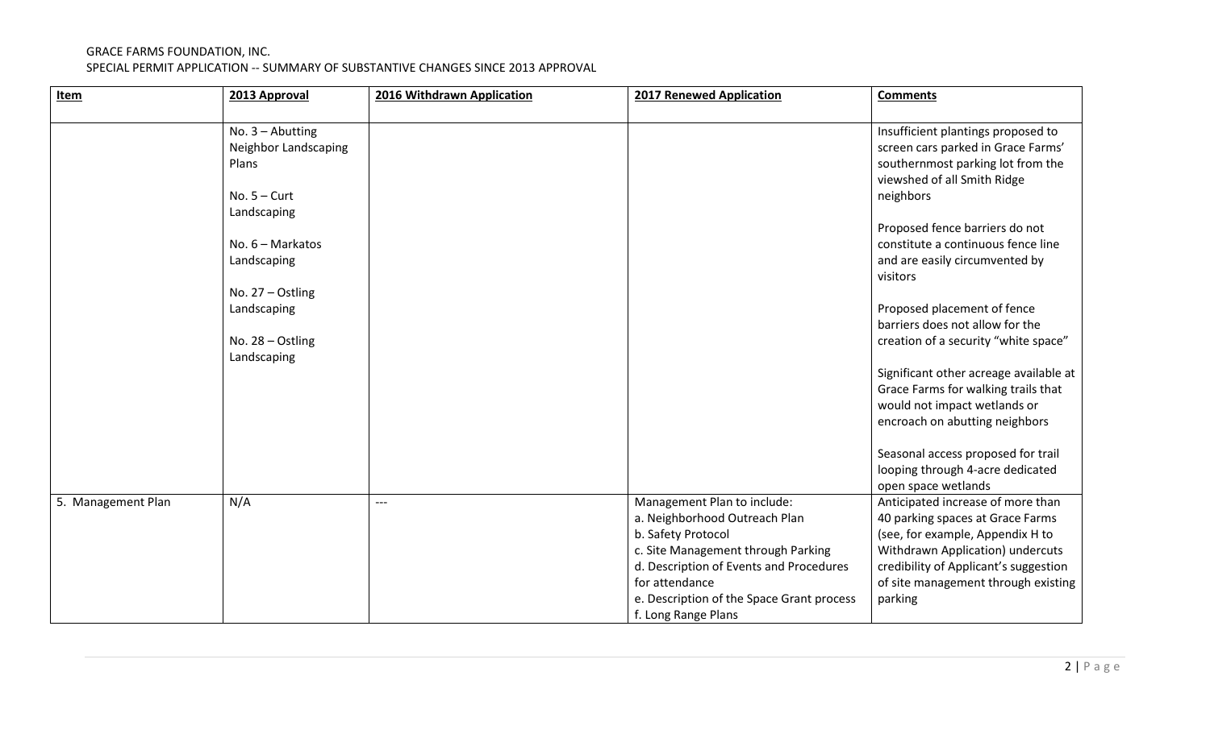GRACE FARMS FOUNDATION, INC.
SPECIAL PERMIT APPLICATION -- SUMMARY OF SUBSTANTIVE CHANGES SINCE 2013 APPROVAL

| Item | 2013 Approval | 2016 Withdrawn Application | 2017 Renewed Application | Comments |
|---|---|---|---|---|
| | No. 3 – Abutting Neighbor Landscaping Plans<br><br>No. 5 – Curt Landscaping<br><br>No. 6 – Markatos Landscaping<br><br>No. 27 – Ostling Landscaping<br><br>No. 28 – Ostling Landscaping | | | Insufficient plantings proposed to screen cars parked in Grace Farms' southernmost parking lot from the viewshed of all Smith Ridge neighbors<br><br>Proposed fence barriers do not constitute a continuous fence line and are easily circumvented by visitors<br><br>Proposed placement of fence barriers does not allow for the creation of a security "white space"<br><br>Significant other acreage available at Grace Farms for walking trails that would not impact wetlands or encroach on abutting neighbors<br><br>Seasonal access proposed for trail looping through 4-acre dedicated open space wetlands |
| 5. Management Plan | N/A | --- | Management Plan to include:<br>a. Neighborhood Outreach Plan<br>b. Safety Protocol<br>c. Site Management through Parking<br>d. Description of Events and Procedures for attendance<br>e. Description of the Space Grant process<br>f. Long Range Plans | Anticipated increase of more than 40 parking spaces at Grace Farms (see, for example, Appendix H to Withdrawn Application) undercuts credibility of Applicant's suggestion of site management through existing parking |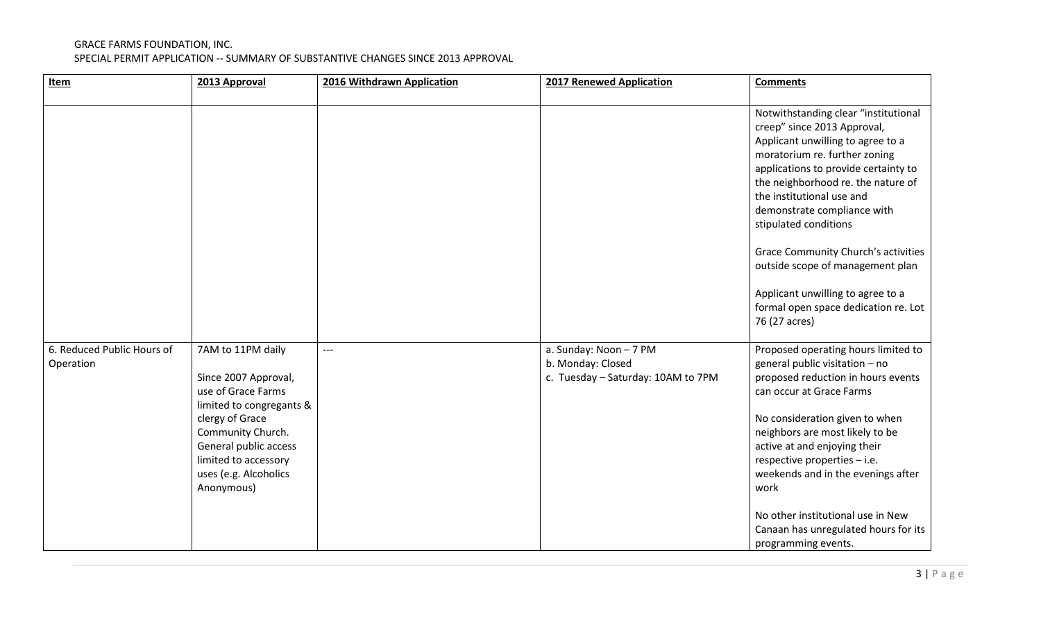GRACE FARMS FOUNDATION, INC.
SPECIAL PERMIT APPLICATION -- SUMMARY OF SUBSTANTIVE CHANGES SINCE 2013 APPROVAL

| Item | 2013 Approval | 2016 Withdrawn Application | 2017 Renewed Application | Comments |
|---|---|---|---|---|
| | | | | Notwithstanding clear "institutional creep" since 2013 Approval, Applicant unwilling to agree to a moratorium re. further zoning applications to provide certainty to the neighborhood re. the nature of the institutional use and demonstrate compliance with stipulated conditions<br><br>Grace Community Church's activities outside scope of management plan<br><br>Applicant unwilling to agree to a formal open space dedication re. Lot 76 (27 acres) |
| 6. Reduced Public Hours of Operation | 7AM to 11PM daily<br><br>Since 2007 Approval, use of Grace Farms limited to congregants & clergy of Grace Community Church. General public access limited to accessory uses (e.g. Alcoholics Anonymous) | --- | a. Sunday: Noon – 7 PM<br>b. Monday: Closed<br>c. Tuesday – Saturday: 10AM to 7PM | Proposed operating hours limited to general public visitation – no proposed reduction in hours events can occur at Grace Farms<br><br>No consideration given to when neighbors are most likely to be active at and enjoying their respective properties – i.e. weekends and in the evenings after work<br><br>No other institutional use in New Canaan has unregulated hours for its programming events. |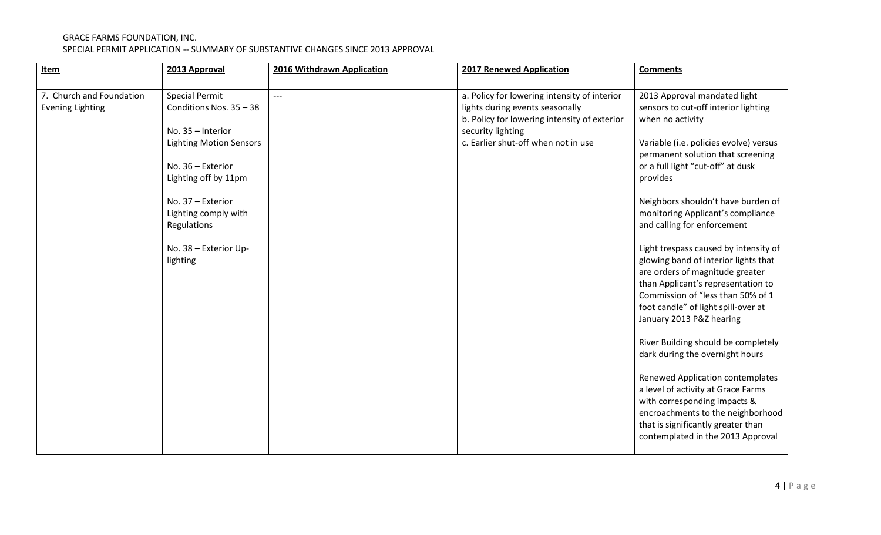GRACE FARMS FOUNDATION, INC.
SPECIAL PERMIT APPLICATION -- SUMMARY OF SUBSTANTIVE CHANGES SINCE 2013 APPROVAL

| Item | 2013 Approval | 2016 Withdrawn Application | 2017 Renewed Application | Comments |
|---|---|---|---|---|
| 7. Church and Foundation Evening Lighting | Special Permit Conditions Nos. 35 – 38<br><br>No. 35 – Interior Lighting Motion Sensors<br><br>No. 36 – Exterior Lighting off by 11pm<br><br>No. 37 – Exterior Lighting comply with Regulations<br><br>No. 38 – Exterior Up-lighting | --- | a. Policy for lowering intensity of interior lights during events seasonally<br>b. Policy for lowering intensity of exterior security lighting<br>c. Earlier shut-off when not in use | 2013 Approval mandated light sensors to cut-off interior lighting when no activity<br><br>Variable (i.e. policies evolve) versus permanent solution that screening or a full light "cut-off" at dusk provides<br><br>Neighbors shouldn't have burden of monitoring Applicant's compliance and calling for enforcement<br><br>Light trespass caused by intensity of glowing band of interior lights that are orders of magnitude greater than Applicant's representation to Commission of "less than 50% of 1 foot candle" of light spill-over at January 2013 P&Z hearing<br><br>River Building should be completely dark during the overnight hours<br><br>Renewed Application contemplates a level of activity at Grace Farms with corresponding impacts & encroachments to the neighborhood that is significantly greater than contemplated in the 2013 Approval |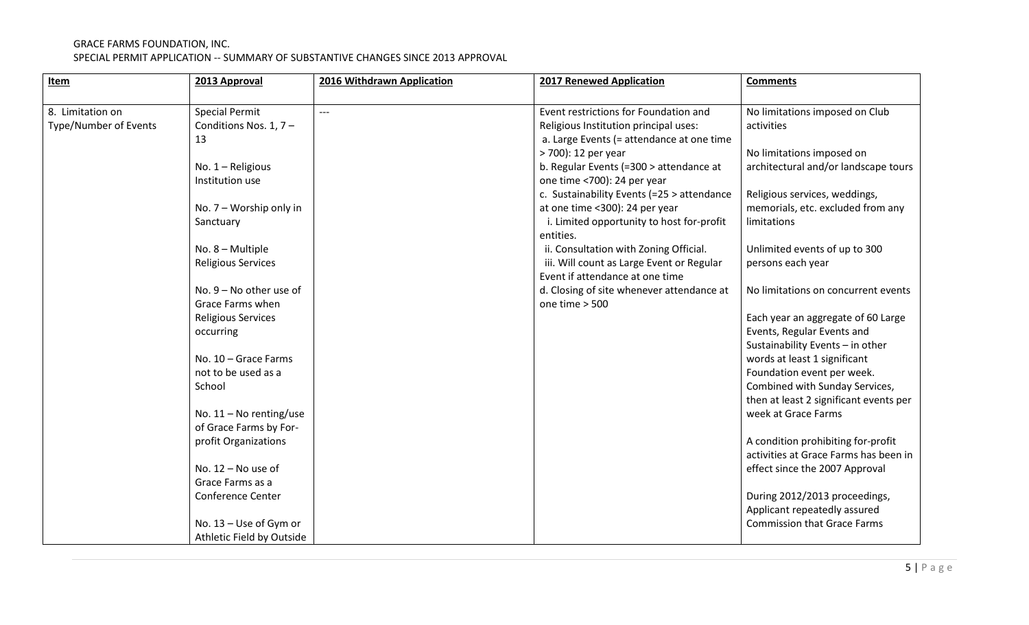GRACE FARMS FOUNDATION, INC.
SPECIAL PERMIT APPLICATION -- SUMMARY OF SUBSTANTIVE CHANGES SINCE 2013 APPROVAL

| Item | 2013 Approval | 2016 Withdrawn Application | 2017 Renewed Application | Comments |
|---|---|---|---|---|
| 8. Limitation on Type/Number of Events | Special Permit Conditions Nos. 1, 7 – 13<br><br>No. 1 – Religious Institution use<br><br>No. 7 – Worship only in Sanctuary<br><br>No. 8 – Multiple Religious Services<br><br>No. 9 – No other use of Grace Farms when Religious Services occurring<br><br>No. 10 – Grace Farms not to be used as a School<br><br>No. 11 – No renting/use of Grace Farms by For-profit Organizations<br><br>No. 12 – No use of Grace Farms as a Conference Center<br><br>No. 13 – Use of Gym or Athletic Field by Outside | --- | Event restrictions for Foundation and Religious Institution principal uses:<br>a. Large Events (= attendance at one time > 700): 12 per year<br>b. Regular Events (=300 > attendance at one time <700): 24 per year<br>c. Sustainability Events (=25 > attendance at one time <300): 24 per year<br>i. Limited opportunity to host for-profit entities.<br>ii. Consultation with Zoning Official.<br>iii. Will count as Large Event or Regular Event if attendance at one time<br>d. Closing of site whenever attendance at one time > 500 | No limitations imposed on Club activities<br><br>No limitations imposed on architectural and/or landscape tours<br><br>Religious services, weddings, memorials, etc. excluded from any limitations<br><br>Unlimited events of up to 300 persons each year<br><br>No limitations on concurrent events<br><br>Each year an aggregate of 60 Large Events, Regular Events and Sustainability Events – in other words at least 1 significant Foundation event per week. Combined with Sunday Services, then at least 2 significant events per week at Grace Farms<br><br>A condition prohibiting for-profit activities at Grace Farms has been in effect since the 2007 Approval<br><br>During 2012/2013 proceedings, Applicant repeatedly assured Commission that Grace Farms |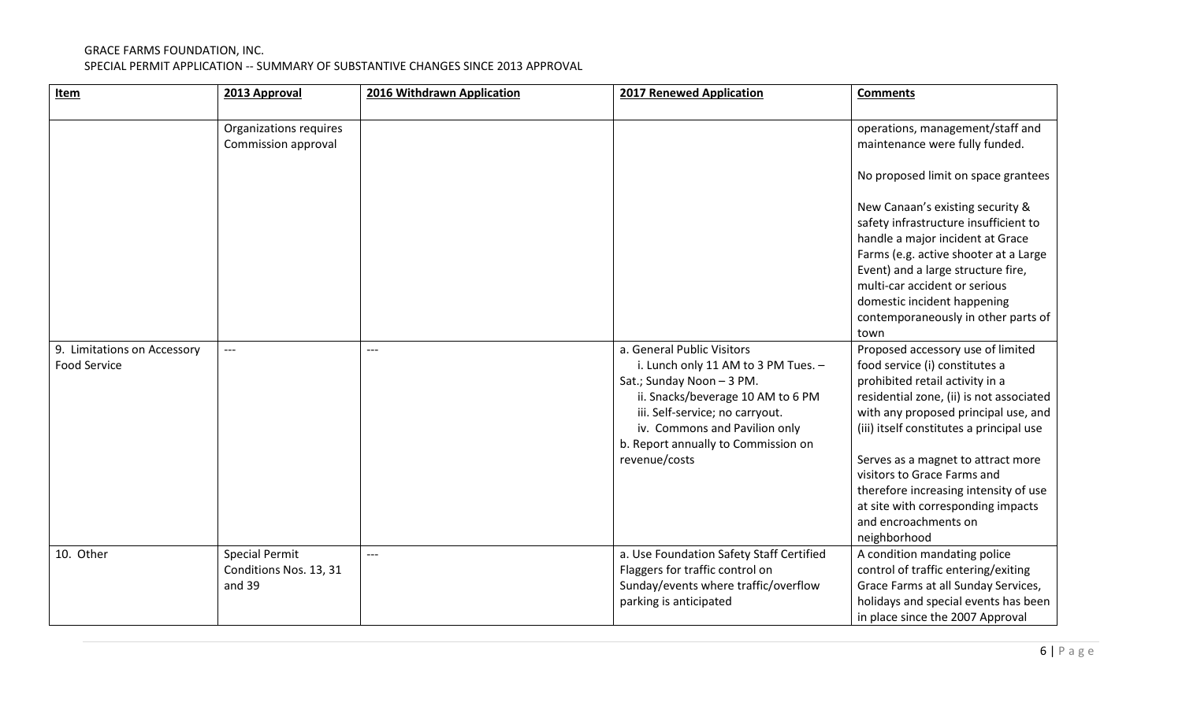| Item | 2013 Approval | 2016 Withdrawn Application | 2017 Renewed Application | Comments |
|---|---|---|---|---|
| | Organizations requires Commission approval | | | operations, management/staff and maintenance were fully funded.<br><br>No proposed limit on space grantees<br><br>New Canaan's existing security & safety infrastructure insufficient to handle a major incident at Grace Farms (e.g. active shooter at a Large Event) and a large structure fire, multi-car accident or serious domestic incident happening contemporaneously in other parts of town |
| 9. Limitations on Accessory Food Service | --- | --- | a. General Public Visitors<br>i. Lunch only 11 AM to 3 PM Tues. – Sat.; Sunday Noon – 3 PM.<br>ii. Snacks/beverage 10 AM to 6 PM<br>iii. Self-service; no carryout.<br>iv. Commons and Pavilion only<br>b. Report annually to Commission on revenue/costs | Proposed accessory use of limited food service (i) constitutes a prohibited retail activity in a residential zone, (ii) is not associated with any proposed principal use, and (iii) itself constitutes a principal use<br><br>Serves as a magnet to attract more visitors to Grace Farms and therefore increasing intensity of use at site with corresponding impacts and encroachments on neighborhood |
| 10. Other | Special Permit Conditions Nos. 13, 31 and 39 | --- | a. Use Foundation Safety Staff Certified Flaggers for traffic control on Sunday/events where traffic/overflow parking is anticipated | A condition mandating police control of traffic entering/exiting Grace Farms at all Sunday Services, holidays and special events has been in place since the 2007 Approval |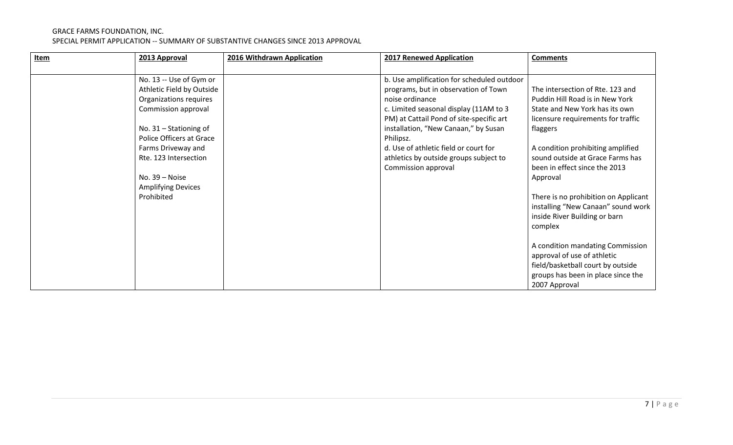GRACE FARMS FOUNDATION, INC.
SPECIAL PERMIT APPLICATION -- SUMMARY OF SUBSTANTIVE CHANGES SINCE 2013 APPROVAL

| **Item** | **2013 Approval** | **2016 Withdrawn Application** | **2017 Renewed Application** | **Comments** |
|---|---|---|---|---|
| | No. 13 -- Use of Gym or Athletic Field by Outside Organizations requires Commission approval<br><br>No. 31 – Stationing of Police Officers at Grace Farms Driveway and Rte. 123 Intersection<br><br>No. 39 – Noise Amplifying Devices Prohibited | | b. Use amplification for scheduled outdoor programs, but in observation of Town noise ordinance<br>c. Limited seasonal display (11AM to 3 PM) at Cattail Pond of site-specific art installation, "New Canaan," by Susan Philipsz.<br>d. Use of athletic field or court for athletics by outside groups subject to Commission approval | The intersection of Rte. 123 and Puddin Hill Road is in New York State and New York has its own licensure requirements for traffic flaggers<br><br>A condition prohibiting amplified sound outside at Grace Farms has been in effect since the 2013 Approval<br><br>There is no prohibition on Applicant installing "New Canaan" sound work inside River Building or barn complex<br><br>A condition mandating Commission approval of use of athletic field/basketball court by outside groups has been in place since the 2007 Approval |